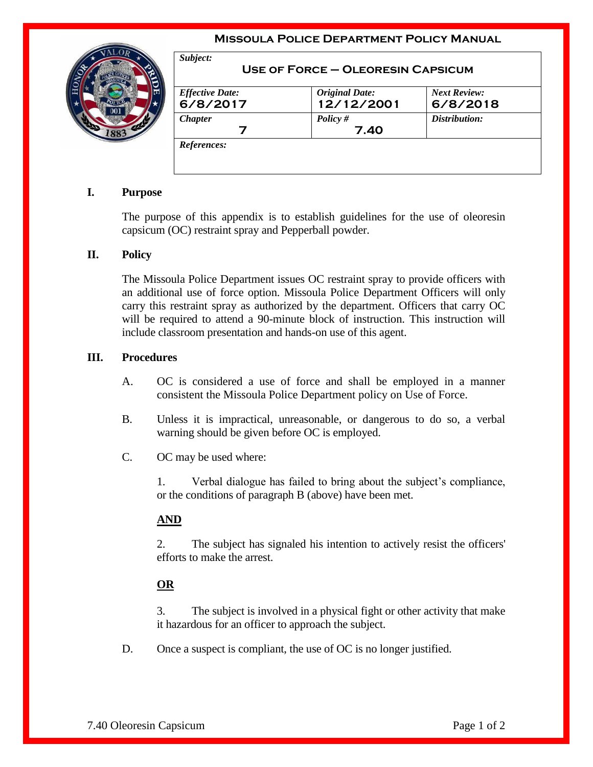# Missoula Police Department Policy Manual

| *Subject:* **Use of Force – Oleoresin Capsicum** | | |
|---|---|---|
| *Effective Date:* **6/8/2017** | *Original Date:* **12/12/2001** | *Next Review:* **6/8/2018** |
| *Chapter* **7** | *Policy #* **7.40** | *Distribution:* |
| *References:* | | |

## I. Purpose

The purpose of this appendix is to establish guidelines for the use of oleoresin capsicum (OC) restraint spray and Pepperball powder.

## II. Policy

The Missoula Police Department issues OC restraint spray to provide officers with an additional use of force option. Missoula Police Department Officers will only carry this restraint spray as authorized by the department. Officers that carry OC will be required to attend a 90-minute block of instruction. This instruction will include classroom presentation and hands-on use of this agent.

## III. Procedures

A. OC is considered a use of force and shall be employed in a manner consistent the Missoula Police Department policy on Use of Force.

B. Unless it is impractical, unreasonable, or dangerous to do so, a verbal warning should be given before OC is employed.

C. OC may be used where:

1. Verbal dialogue has failed to bring about the subject's compliance, or the conditions of paragraph B (above) have been met.

**AND**

2. The subject has signaled his intention to actively resist the officers' efforts to make the arrest.

**OR**

3. The subject is involved in a physical fight or other activity that make it hazardous for an officer to approach the subject.

D. Once a suspect is compliant, the use of OC is no longer justified.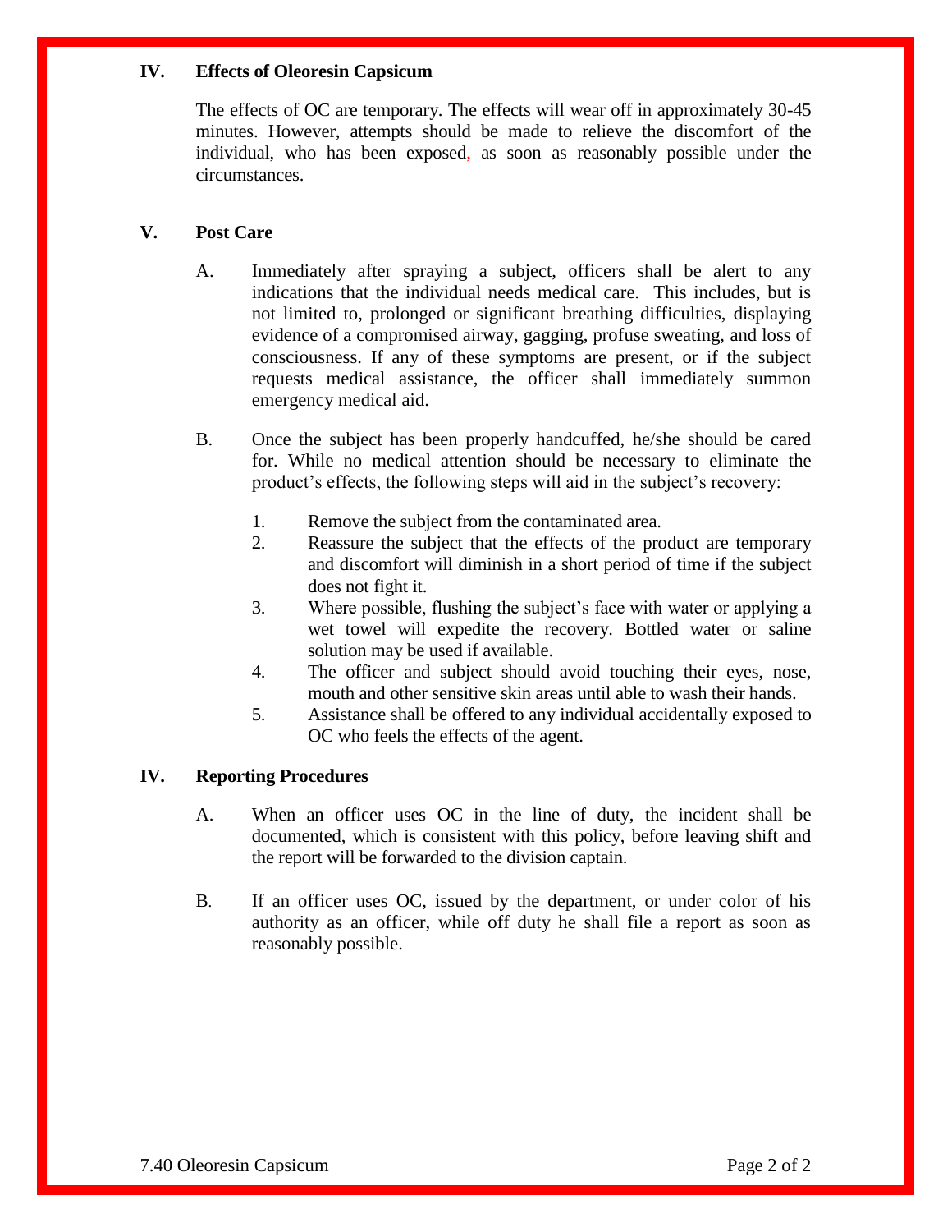## IV. Effects of Oleoresin Capsicum

The effects of OC are temporary. The effects will wear off in approximately 30-45 minutes. However, attempts should be made to relieve the discomfort of the individual, who has been exposed, as soon as reasonably possible under the circumstances.

## V. Post Care

A. Immediately after spraying a subject, officers shall be alert to any indications that the individual needs medical care. This includes, but is not limited to, prolonged or significant breathing difficulties, displaying evidence of a compromised airway, gagging, profuse sweating, and loss of consciousness. If any of these symptoms are present, or if the subject requests medical assistance, the officer shall immediately summon emergency medical aid.

B. Once the subject has been properly handcuffed, he/she should be cared for. While no medical attention should be necessary to eliminate the product's effects, the following steps will aid in the subject's recovery:

1. Remove the subject from the contaminated area.
2. Reassure the subject that the effects of the product are temporary and discomfort will diminish in a short period of time if the subject does not fight it.
3. Where possible, flushing the subject's face with water or applying a wet towel will expedite the recovery. Bottled water or saline solution may be used if available.
4. The officer and subject should avoid touching their eyes, nose, mouth and other sensitive skin areas until able to wash their hands.
5. Assistance shall be offered to any individual accidentally exposed to OC who feels the effects of the agent.

## IV. Reporting Procedures

A. When an officer uses OC in the line of duty, the incident shall be documented, which is consistent with this policy, before leaving shift and the report will be forwarded to the division captain.

B. If an officer uses OC, issued by the department, or under color of his authority as an officer, while off duty he shall file a report as soon as reasonably possible.